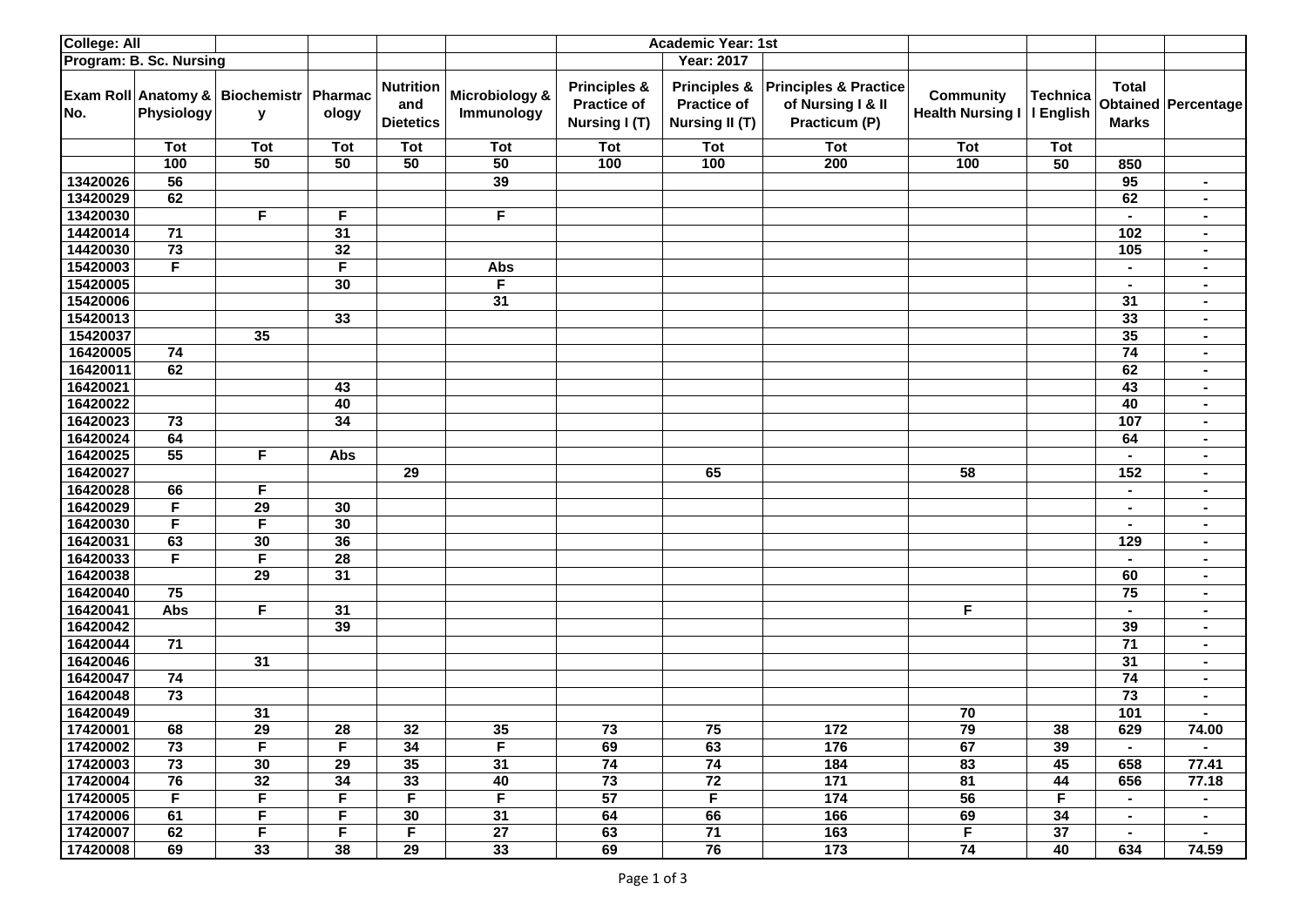| College: All | | | | | | Academic Year: 1st | | | | | | |
|---|---|---|---|---|---|---|---|---|---|---|---|---|
| Program: B. Sc. Nursing | | | | | | | Year: 2017 | | | | | |
| Exam Roll No. | Anatomy & Physiology | Biochemistry | Pharmacology | Nutrition and Dietetics | Microbiology & Immunology | Principles & Practice of Nursing I (T) | Principles & Practice of Nursing II (T) | Principles & Practice of Nursing I & II Practicum (P) | Community Health Nursing I | Technical English | Total Obtained Marks | Percentage |
| | Tot | Tot | Tot | Tot | Tot | Tot | Tot | Tot | Tot | Tot | | |
| | 100 | 50 | 50 | 50 | 50 | 100 | 100 | 200 | 100 | 50 | 850 | |
| 13420026 | 56 | | | | 39 | | | | | | 95 | - |
| 13420029 | 62 | | | | | | | | | | 62 | - |
| 13420030 | | F | F | | F | | | | | | - | - |
| 14420014 | 71 | | 31 | | | | | | | | 102 | - |
| 14420030 | 73 | | 32 | | | | | | | | 105 | - |
| 15420003 | F | | F | | Abs | | | | | | - | - |
| 15420005 | | | 30 | | F | | | | | | - | - |
| 15420006 | | | | | 31 | | | | | | 31 | - |
| 15420013 | | | 33 | | | | | | | | 33 | - |
| 15420037 | | 35 | | | | | | | | | 35 | - |
| 16420005 | 74 | | | | | | | | | | 74 | - |
| 16420011 | 62 | | | | | | | | | | 62 | - |
| 16420021 | | | 43 | | | | | | | | 43 | - |
| 16420022 | | | 40 | | | | | | | | 40 | - |
| 16420023 | 73 | | 34 | | | | | | | | 107 | - |
| 16420024 | 64 | | | | | | | | | | 64 | - |
| 16420025 | 55 | F | Abs | | | | | | | | - | - |
| 16420027 | | | | 29 | | | 65 | | 58 | | 152 | - |
| 16420028 | 66 | F | | | | | | | | | - | - |
| 16420029 | F | 29 | 30 | | | | | | | | - | - |
| 16420030 | F | F | 30 | | | | | | | | - | - |
| 16420031 | 63 | 30 | 36 | | | | | | | | 129 | - |
| 16420033 | F | F | 28 | | | | | | | | - | - |
| 16420038 | | 29 | 31 | | | | | | | | 60 | - |
| 16420040 | 75 | | | | | | | | | | 75 | - |
| 16420041 | Abs | F | 31 | | | | | | F | | - | - |
| 16420042 | | | 39 | | | | | | | | 39 | - |
| 16420044 | 71 | | | | | | | | | | 71 | - |
| 16420046 | | 31 | | | | | | | | | 31 | - |
| 16420047 | 74 | | | | | | | | | | 74 | - |
| 16420048 | 73 | | | | | | | | | | 73 | - |
| 16420049 | | 31 | | | | | | | 70 | | 101 | - |
| 17420001 | 68 | 29 | 28 | 32 | 35 | 73 | 75 | 172 | 79 | 38 | 629 | 74.00 |
| 17420002 | 73 | F | F | 34 | F | 69 | 63 | 176 | 67 | 39 | - | - |
| 17420003 | 73 | 30 | 29 | 35 | 31 | 74 | 74 | 184 | 83 | 45 | 658 | 77.41 |
| 17420004 | 76 | 32 | 34 | 33 | 40 | 73 | 72 | 171 | 81 | 44 | 656 | 77.18 |
| 17420005 | F | F | F | F | F | 57 | F | 174 | 56 | F | - | - |
| 17420006 | 61 | F | F | 30 | 31 | 64 | 66 | 166 | 69 | 34 | - | - |
| 17420007 | 62 | F | F | F | 27 | 63 | 71 | 163 | F | 37 | - | - |
| 17420008 | 69 | 33 | 38 | 29 | 33 | 69 | 76 | 173 | 74 | 40 | 634 | 74.59 |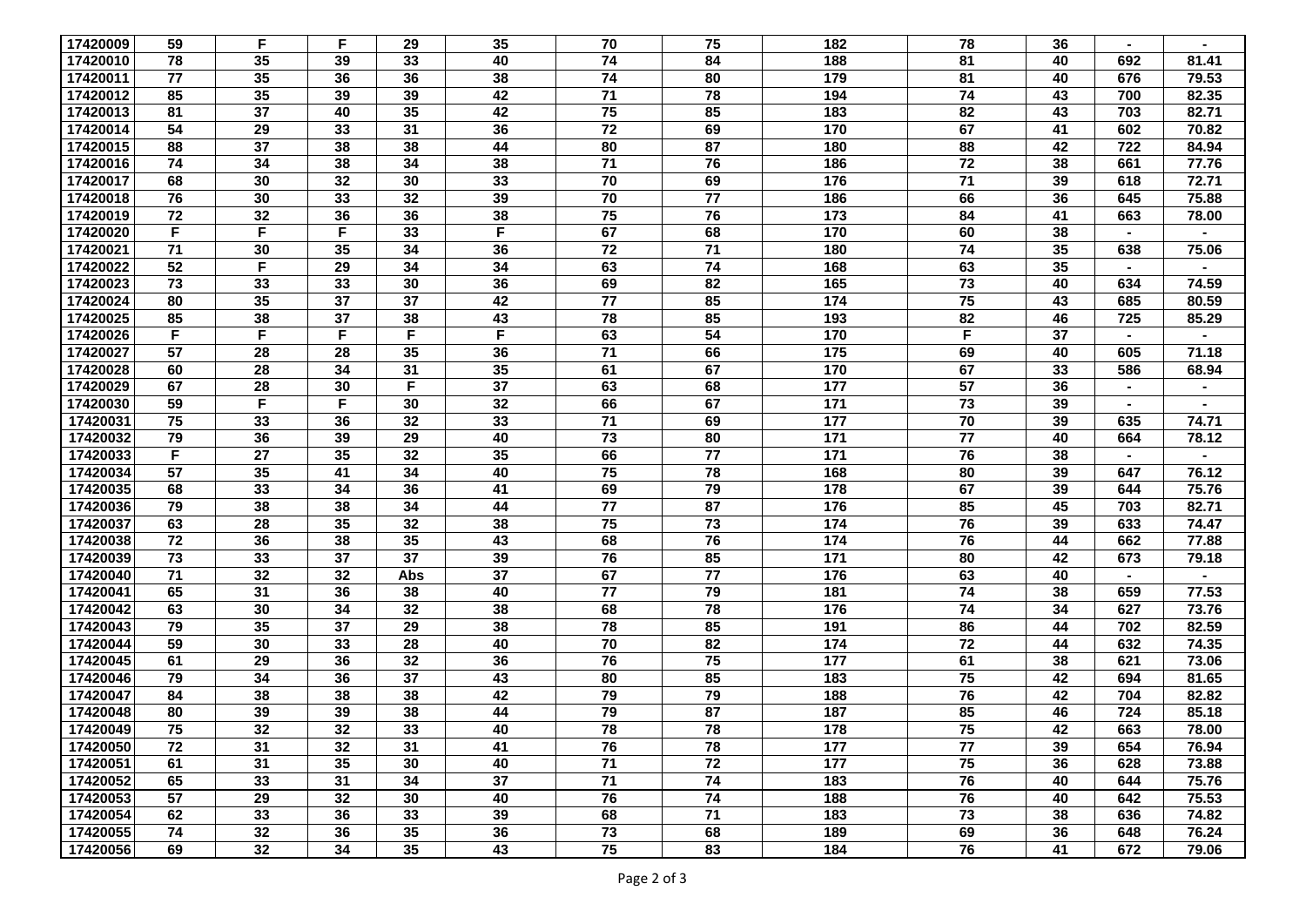| | | | | | | | | | | | | |
|---|---|---|---|---|---|---|---|---|---|---|---|---|
| 17420009 | 59 | F | F | 29 | 35 | 70 | 75 | 182 | 78 | 36 | - | - |
| 17420010 | 78 | 35 | 39 | 33 | 40 | 74 | 84 | 188 | 81 | 40 | 692 | 81.41 |
| 17420011 | 77 | 35 | 36 | 36 | 38 | 74 | 80 | 179 | 81 | 40 | 676 | 79.53 |
| 17420012 | 85 | 35 | 39 | 39 | 42 | 71 | 78 | 194 | 74 | 43 | 700 | 82.35 |
| 17420013 | 81 | 37 | 40 | 35 | 42 | 75 | 85 | 183 | 82 | 43 | 703 | 82.71 |
| 17420014 | 54 | 29 | 33 | 31 | 36 | 72 | 69 | 170 | 67 | 41 | 602 | 70.82 |
| 17420015 | 88 | 37 | 38 | 38 | 44 | 80 | 87 | 180 | 88 | 42 | 722 | 84.94 |
| 17420016 | 74 | 34 | 38 | 34 | 38 | 71 | 76 | 186 | 72 | 38 | 661 | 77.76 |
| 17420017 | 68 | 30 | 32 | 30 | 33 | 70 | 69 | 176 | 71 | 39 | 618 | 72.71 |
| 17420018 | 76 | 30 | 33 | 32 | 39 | 70 | 77 | 186 | 66 | 36 | 645 | 75.88 |
| 17420019 | 72 | 32 | 36 | 36 | 38 | 75 | 76 | 173 | 84 | 41 | 663 | 78.00 |
| 17420020 | F | F | F | 33 | F | 67 | 68 | 170 | 60 | 38 | - | - |
| 17420021 | 71 | 30 | 35 | 34 | 36 | 72 | 71 | 180 | 74 | 35 | 638 | 75.06 |
| 17420022 | 52 | F | 29 | 34 | 34 | 63 | 74 | 168 | 63 | 35 | - | - |
| 17420023 | 73 | 33 | 33 | 30 | 36 | 69 | 82 | 165 | 73 | 40 | 634 | 74.59 |
| 17420024 | 80 | 35 | 37 | 37 | 42 | 77 | 85 | 174 | 75 | 43 | 685 | 80.59 |
| 17420025 | 85 | 38 | 37 | 38 | 43 | 78 | 85 | 193 | 82 | 46 | 725 | 85.29 |
| 17420026 | F | F | F | F | F | 63 | 54 | 170 | F | 37 | - | - |
| 17420027 | 57 | 28 | 28 | 35 | 36 | 71 | 66 | 175 | 69 | 40 | 605 | 71.18 |
| 17420028 | 60 | 28 | 34 | 31 | 35 | 61 | 67 | 170 | 67 | 33 | 586 | 68.94 |
| 17420029 | 67 | 28 | 30 | F | 37 | 63 | 68 | 177 | 57 | 36 | - | - |
| 17420030 | 59 | F | F | 30 | 32 | 66 | 67 | 171 | 73 | 39 | - | - |
| 17420031 | 75 | 33 | 36 | 32 | 33 | 71 | 69 | 177 | 70 | 39 | 635 | 74.71 |
| 17420032 | 79 | 36 | 39 | 29 | 40 | 73 | 80 | 171 | 77 | 40 | 664 | 78.12 |
| 17420033 | F | 27 | 35 | 32 | 35 | 66 | 77 | 171 | 76 | 38 | - | - |
| 17420034 | 57 | 35 | 41 | 34 | 40 | 75 | 78 | 168 | 80 | 39 | 647 | 76.12 |
| 17420035 | 68 | 33 | 34 | 36 | 41 | 69 | 79 | 178 | 67 | 39 | 644 | 75.76 |
| 17420036 | 79 | 38 | 38 | 34 | 44 | 77 | 87 | 176 | 85 | 45 | 703 | 82.71 |
| 17420037 | 63 | 28 | 35 | 32 | 38 | 75 | 73 | 174 | 76 | 39 | 633 | 74.47 |
| 17420038 | 72 | 36 | 38 | 35 | 43 | 68 | 76 | 174 | 76 | 44 | 662 | 77.88 |
| 17420039 | 73 | 33 | 37 | 37 | 39 | 76 | 85 | 171 | 80 | 42 | 673 | 79.18 |
| 17420040 | 71 | 32 | 32 | Abs | 37 | 67 | 77 | 176 | 63 | 40 | - | - |
| 17420041 | 65 | 31 | 36 | 38 | 40 | 77 | 79 | 181 | 74 | 38 | 659 | 77.53 |
| 17420042 | 63 | 30 | 34 | 32 | 38 | 68 | 78 | 176 | 74 | 34 | 627 | 73.76 |
| 17420043 | 79 | 35 | 37 | 29 | 38 | 78 | 85 | 191 | 86 | 44 | 702 | 82.59 |
| 17420044 | 59 | 30 | 33 | 28 | 40 | 70 | 82 | 174 | 72 | 44 | 632 | 74.35 |
| 17420045 | 61 | 29 | 36 | 32 | 36 | 76 | 75 | 177 | 61 | 38 | 621 | 73.06 |
| 17420046 | 79 | 34 | 36 | 37 | 43 | 80 | 85 | 183 | 75 | 42 | 694 | 81.65 |
| 17420047 | 84 | 38 | 38 | 38 | 42 | 79 | 79 | 188 | 76 | 42 | 704 | 82.82 |
| 17420048 | 80 | 39 | 39 | 38 | 44 | 79 | 87 | 187 | 85 | 46 | 724 | 85.18 |
| 17420049 | 75 | 32 | 32 | 33 | 40 | 78 | 78 | 178 | 75 | 42 | 663 | 78.00 |
| 17420050 | 72 | 31 | 32 | 31 | 41 | 76 | 78 | 177 | 77 | 39 | 654 | 76.94 |
| 17420051 | 61 | 31 | 35 | 30 | 40 | 71 | 72 | 177 | 75 | 36 | 628 | 73.88 |
| 17420052 | 65 | 33 | 31 | 34 | 37 | 71 | 74 | 183 | 76 | 40 | 644 | 75.76 |
| 17420053 | 57 | 29 | 32 | 30 | 40 | 76 | 74 | 188 | 76 | 40 | 642 | 75.53 |
| 17420054 | 62 | 33 | 36 | 33 | 39 | 68 | 71 | 183 | 73 | 38 | 636 | 74.82 |
| 17420055 | 74 | 32 | 36 | 35 | 36 | 73 | 68 | 189 | 69 | 36 | 648 | 76.24 |
| 17420056 | 69 | 32 | 34 | 35 | 43 | 75 | 83 | 184 | 76 | 41 | 672 | 79.06 |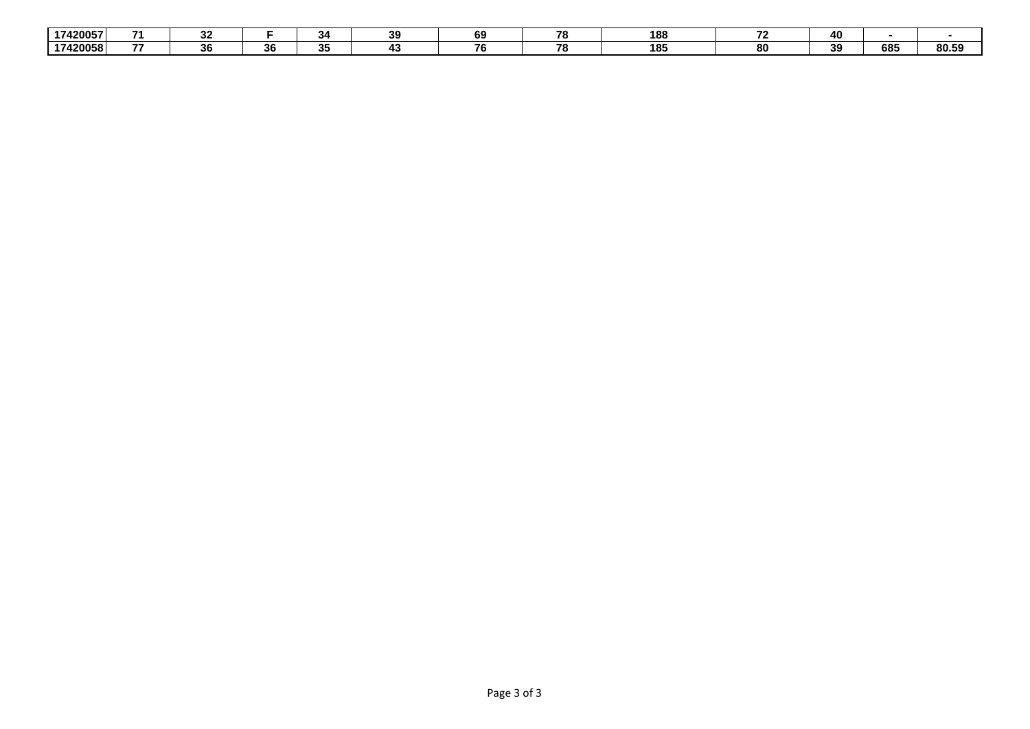| | | | | | | | | | | | | |
|---|---|---|---|---|---|---|---|---|---|---|---|---|
| 17420057 | 71 | 32 | F | 34 | 39 | 69 | 78 | 188 | 72 | 40 | - | - |
| 17420058 | 77 | 36 | 36 | 35 | 43 | 76 | 78 | 185 | 80 | 39 | 685 | 80.59 |